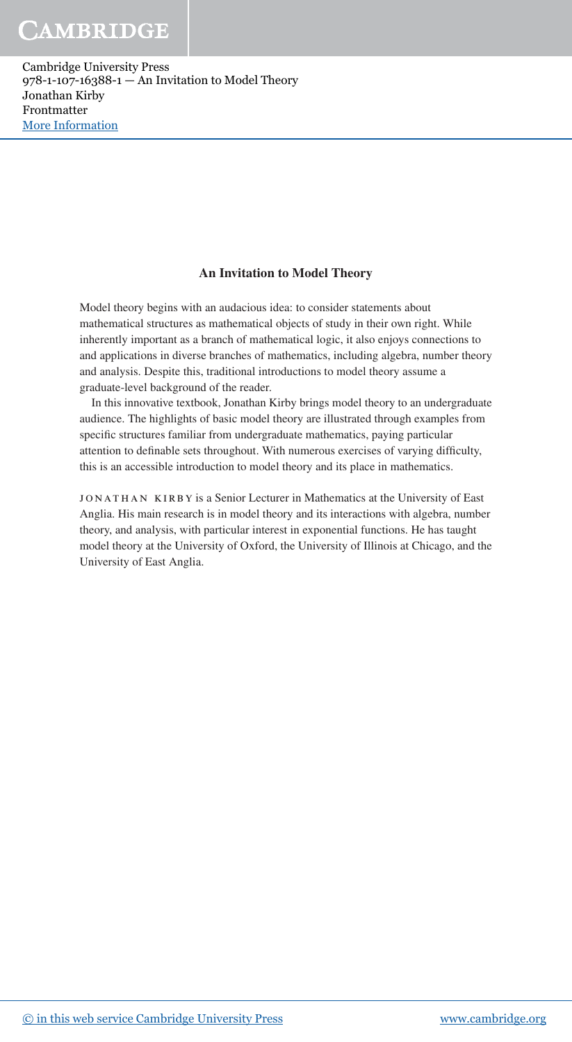## An Invitation to Model Theory

Model theory begins with an audacious idea: to consider statements about mathematical structures as mathematical objects of study in their own right. While inherently important as a branch of mathematical logic, it also enjoys connections to and applications in diverse branches of mathematics, including algebra, number theory and analysis. Despite this, traditional introductions to model theory assume a graduate-level background of the reader.

In this innovative textbook, Jonathan Kirby brings model theory to an undergraduate audience. The highlights of basic model theory are illustrated through examples from specific structures familiar from undergraduate mathematics, paying particular attention to definable sets throughout. With numerous exercises of varying difficulty, this is an accessible introduction to model theory and its place in mathematics.

JONATHAN KIRBY is a Senior Lecturer in Mathematics at the University of East Anglia. His main research is in model theory and its interactions with algebra, number theory, and analysis, with particular interest in exponential functions. He has taught model theory at the University of Oxford, the University of Illinois at Chicago, and the University of East Anglia.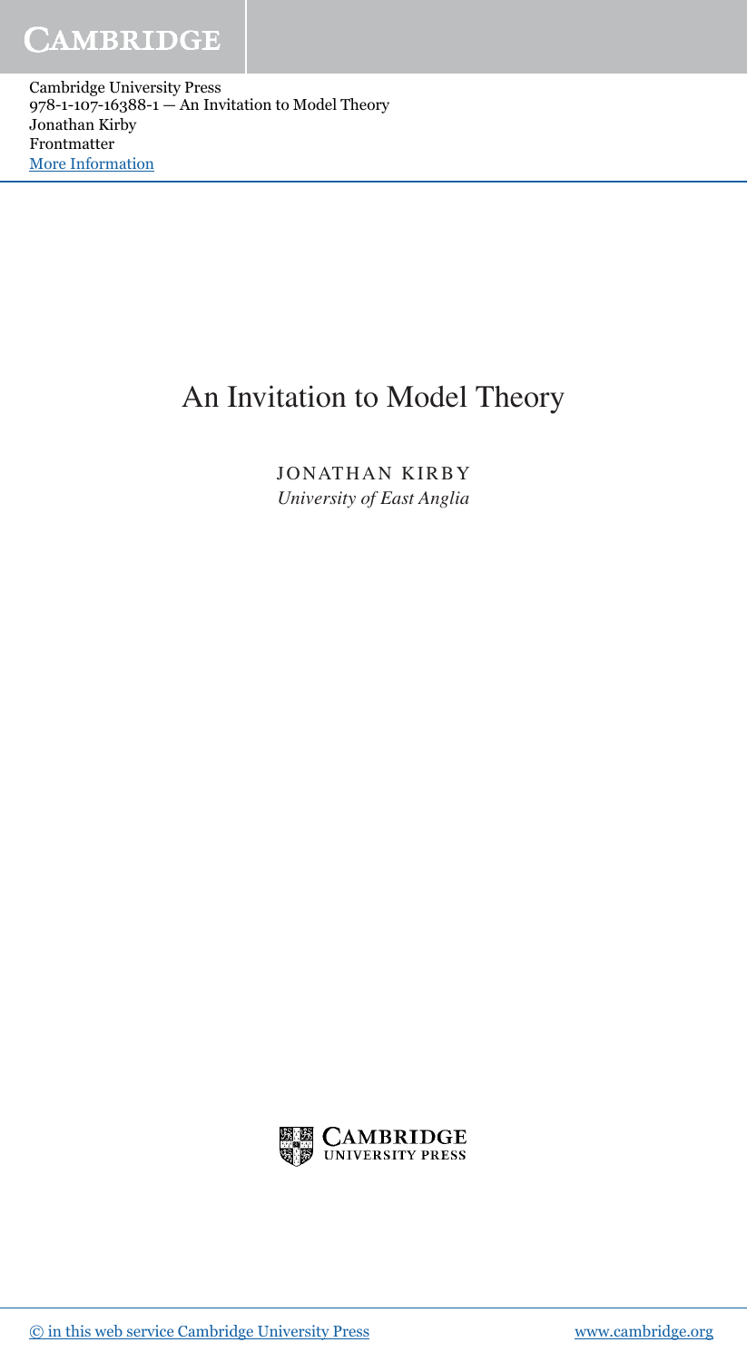# An Invitation to Model Theory

JONATHAN KIRBY

*University of East Anglia*

CAMBRIDGE UNIVERSITY PRESS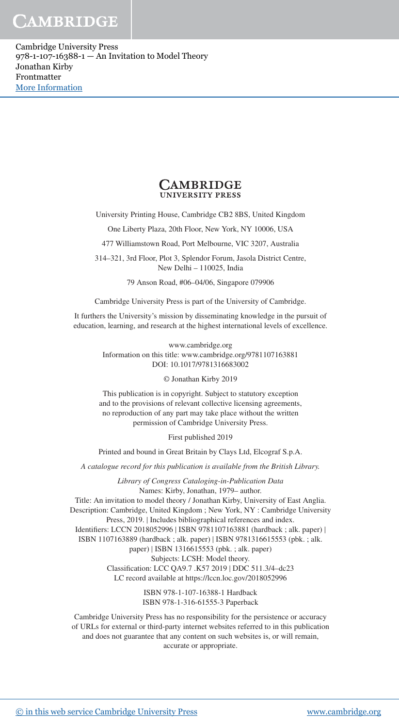**CAMBRIDGE**
**UNIVERSITY PRESS**

University Printing House, Cambridge CB2 8BS, United Kingdom

One Liberty Plaza, 20th Floor, New York, NY 10006, USA

477 Williamstown Road, Port Melbourne, VIC 3207, Australia

314–321, 3rd Floor, Plot 3, Splendor Forum, Jasola District Centre, New Delhi – 110025, India

79 Anson Road, #06–04/06, Singapore 079906

Cambridge University Press is part of the University of Cambridge.

It furthers the University's mission by disseminating knowledge in the pursuit of education, learning, and research at the highest international levels of excellence.

www.cambridge.org
Information on this title: www.cambridge.org/9781107163881
DOI: 10.1017/9781316683002

© Jonathan Kirby 2019

This publication is in copyright. Subject to statutory exception and to the provisions of relevant collective licensing agreements, no reproduction of any part may take place without the written permission of Cambridge University Press.

First published 2019

Printed and bound in Great Britain by Clays Ltd, Elcograf S.p.A.

*A catalogue record for this publication is available from the British Library.*

*Library of Congress Cataloging-in-Publication Data*
Names: Kirby, Jonathan, 1979– author.
Title: An invitation to model theory / Jonathan Kirby, University of East Anglia.
Description: Cambridge, United Kingdom ; New York, NY : Cambridge University Press, 2019. | Includes bibliographical references and index.
Identifiers: LCCN 2018052996 | ISBN 9781107163881 (hardback ; alk. paper) | ISBN 1107163889 (hardback ; alk. paper) | ISBN 9781316615553 (pbk. ; alk. paper) | ISBN 1316615553 (pbk. ; alk. paper)
Subjects: LCSH: Model theory.
Classification: LCC QA9.7 .K57 2019 | DDC 511.3/4–dc23
LC record available at https://lccn.loc.gov/2018052996

ISBN 978-1-107-16388-1 Hardback
ISBN 978-1-316-61555-3 Paperback

Cambridge University Press has no responsibility for the persistence or accuracy of URLs for external or third-party internet websites referred to in this publication and does not guarantee that any content on such websites is, or will remain, accurate or appropriate.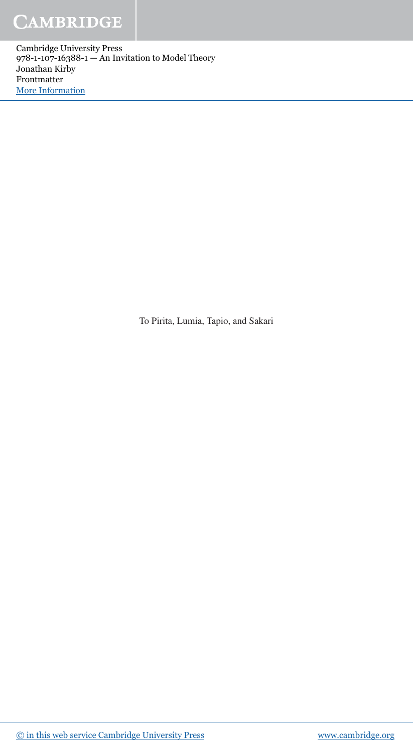To Pirita, Lumia, Tapio, and Sakari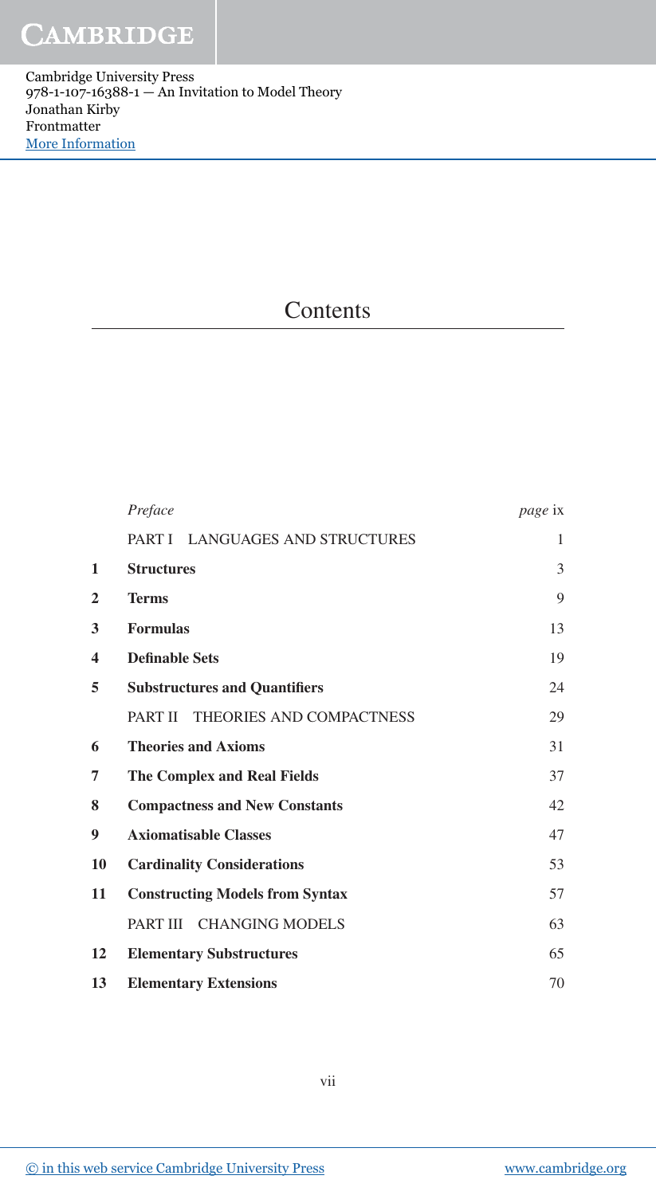# Contents

| | | |
|---|---|---|
| | *Preface* | *page* ix |
| | PART I LANGUAGES AND STRUCTURES | 1 |
| **1** | **Structures** | 3 |
| **2** | **Terms** | 9 |
| **3** | **Formulas** | 13 |
| **4** | **Definable Sets** | 19 |
| **5** | **Substructures and Quantifiers** | 24 |
| | PART II THEORIES AND COMPACTNESS | 29 |
| **6** | **Theories and Axioms** | 31 |
| **7** | **The Complex and Real Fields** | 37 |
| **8** | **Compactness and New Constants** | 42 |
| **9** | **Axiomatisable Classes** | 47 |
| **10** | **Cardinality Considerations** | 53 |
| **11** | **Constructing Models from Syntax** | 57 |
| | PART III CHANGING MODELS | 63 |
| **12** | **Elementary Substructures** | 65 |
| **13** | **Elementary Extensions** | 70 |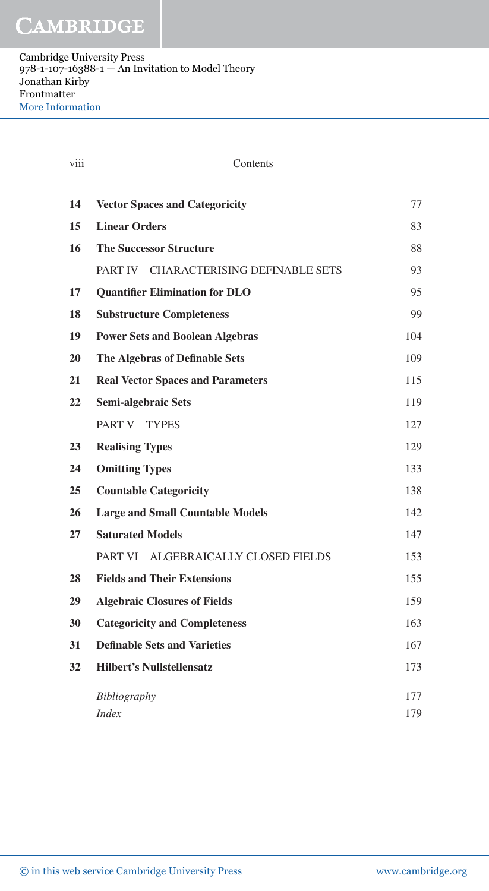| | | |
|---|---|---|
| 14 | **Vector Spaces and Categoricity** | 77 |
| 15 | **Linear Orders** | 83 |
| 16 | **The Successor Structure** | 88 |
| | PART IV CHARACTERISING DEFINABLE SETS | 93 |
| 17 | **Quantifier Elimination for DLO** | 95 |
| 18 | **Substructure Completeness** | 99 |
| 19 | **Power Sets and Boolean Algebras** | 104 |
| 20 | **The Algebras of Definable Sets** | 109 |
| 21 | **Real Vector Spaces and Parameters** | 115 |
| 22 | **Semi-algebraic Sets** | 119 |
| | PART V TYPES | 127 |
| 23 | **Realising Types** | 129 |
| 24 | **Omitting Types** | 133 |
| 25 | **Countable Categoricity** | 138 |
| 26 | **Large and Small Countable Models** | 142 |
| 27 | **Saturated Models** | 147 |
| | PART VI ALGEBRAICALLY CLOSED FIELDS | 153 |
| 28 | **Fields and Their Extensions** | 155 |
| 29 | **Algebraic Closures of Fields** | 159 |
| 30 | **Categoricity and Completeness** | 163 |
| 31 | **Definable Sets and Varieties** | 167 |
| 32 | **Hilbert's Nullstellensatz** | 173 |
| | *Bibliography* | 177 |
| | *Index* | 179 |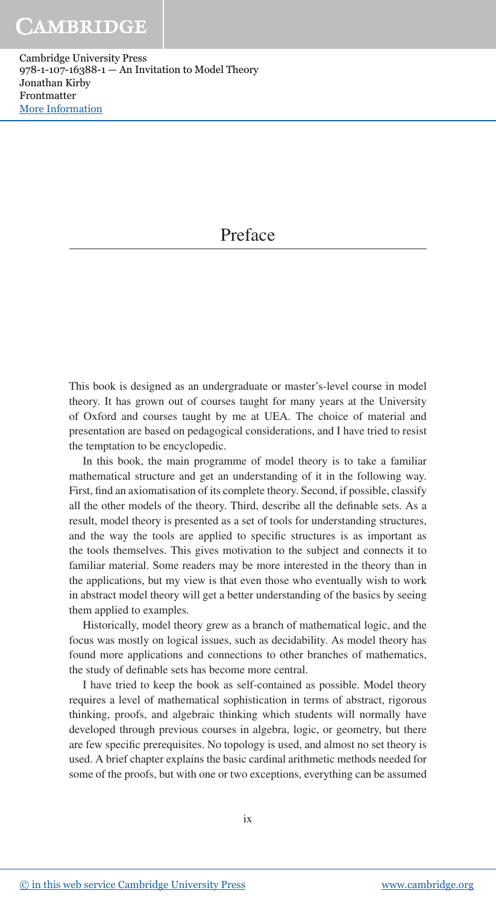# Preface

This book is designed as an undergraduate or master's-level course in model theory. It has grown out of courses taught for many years at the University of Oxford and courses taught by me at UEA. The choice of material and presentation are based on pedagogical considerations, and I have tried to resist the temptation to be encyclopedic.

In this book, the main programme of model theory is to take a familiar mathematical structure and get an understanding of it in the following way. First, find an axiomatisation of its complete theory. Second, if possible, classify all the other models of the theory. Third, describe all the definable sets. As a result, model theory is presented as a set of tools for understanding structures, and the way the tools are applied to specific structures is as important as the tools themselves. This gives motivation to the subject and connects it to familiar material. Some readers may be more interested in the theory than in the applications, but my view is that even those who eventually wish to work in abstract model theory will get a better understanding of the basics by seeing them applied to examples.

Historically, model theory grew as a branch of mathematical logic, and the focus was mostly on logical issues, such as decidability. As model theory has found more applications and connections to other branches of mathematics, the study of definable sets has become more central.

I have tried to keep the book as self-contained as possible. Model theory requires a level of mathematical sophistication in terms of abstract, rigorous thinking, proofs, and algebraic thinking which students will normally have developed through previous courses in algebra, logic, or geometry, but there are few specific prerequisites. No topology is used, and almost no set theory is used. A brief chapter explains the basic cardinal arithmetic methods needed for some of the proofs, but with one or two exceptions, everything can be assumed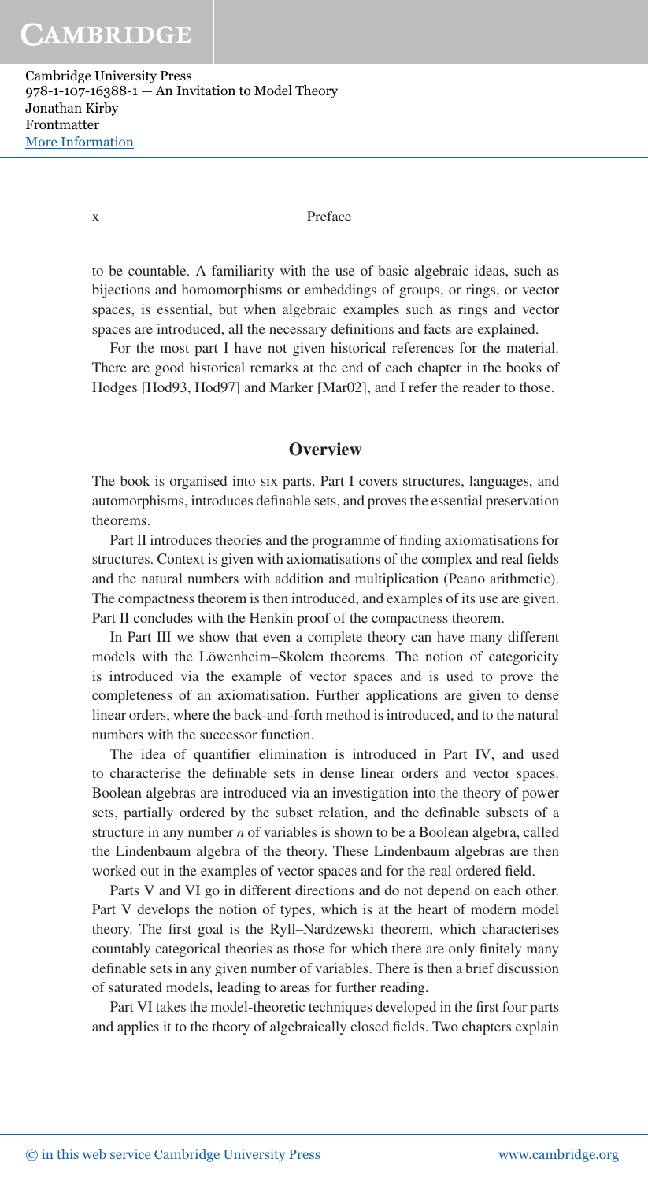to be countable. A familiarity with the use of basic algebraic ideas, such as bijections and homomorphisms or embeddings of groups, or rings, or vector spaces, is essential, but when algebraic examples such as rings and vector spaces are introduced, all the necessary definitions and facts are explained.

For the most part I have not given historical references for the material. There are good historical remarks at the end of each chapter in the books of Hodges [Hod93, Hod97] and Marker [Mar02], and I refer the reader to those.

## Overview

The book is organised into six parts. Part I covers structures, languages, and automorphisms, introduces definable sets, and proves the essential preservation theorems.

Part II introduces theories and the programme of finding axiomatisations for structures. Context is given with axiomatisations of the complex and real fields and the natural numbers with addition and multiplication (Peano arithmetic). The compactness theorem is then introduced, and examples of its use are given. Part II concludes with the Henkin proof of the compactness theorem.

In Part III we show that even a complete theory can have many different models with the Löwenheim–Skolem theorems. The notion of categoricity is introduced via the example of vector spaces and is used to prove the completeness of an axiomatisation. Further applications are given to dense linear orders, where the back-and-forth method is introduced, and to the natural numbers with the successor function.

The idea of quantifier elimination is introduced in Part IV, and used to characterise the definable sets in dense linear orders and vector spaces. Boolean algebras are introduced via an investigation into the theory of power sets, partially ordered by the subset relation, and the definable subsets of a structure in any number $n$ of variables is shown to be a Boolean algebra, called the Lindenbaum algebra of the theory. These Lindenbaum algebras are then worked out in the examples of vector spaces and for the real ordered field.

Parts V and VI go in different directions and do not depend on each other. Part V develops the notion of types, which is at the heart of modern model theory. The first goal is the Ryll–Nardzewski theorem, which characterises countably categorical theories as those for which there are only finitely many definable sets in any given number of variables. There is then a brief discussion of saturated models, leading to areas for further reading.

Part VI takes the model-theoretic techniques developed in the first four parts and applies it to the theory of algebraically closed fields. Two chapters explain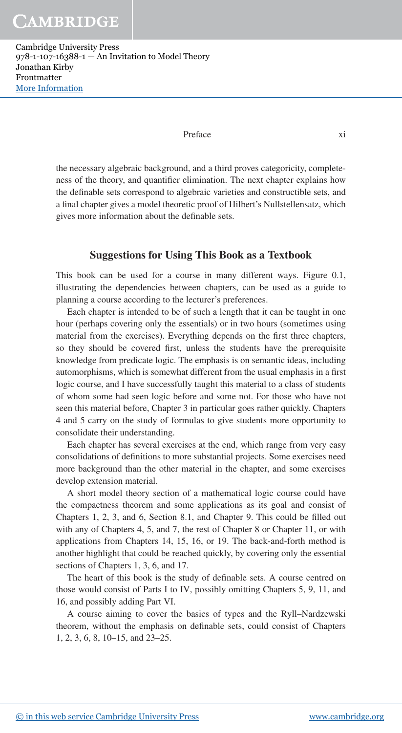the necessary algebraic background, and a third proves categoricity, completeness of the theory, and quantifier elimination. The next chapter explains how the definable sets correspond to algebraic varieties and constructible sets, and a final chapter gives a model theoretic proof of Hilbert's Nullstellensatz, which gives more information about the definable sets.

## Suggestions for Using This Book as a Textbook

This book can be used for a course in many different ways. Figure 0.1, illustrating the dependencies between chapters, can be used as a guide to planning a course according to the lecturer's preferences.

Each chapter is intended to be of such a length that it can be taught in one hour (perhaps covering only the essentials) or in two hours (sometimes using material from the exercises). Everything depends on the first three chapters, so they should be covered first, unless the students have the prerequisite knowledge from predicate logic. The emphasis is on semantic ideas, including automorphisms, which is somewhat different from the usual emphasis in a first logic course, and I have successfully taught this material to a class of students of whom some had seen logic before and some not. For those who have not seen this material before, Chapter 3 in particular goes rather quickly. Chapters 4 and 5 carry on the study of formulas to give students more opportunity to consolidate their understanding.

Each chapter has several exercises at the end, which range from very easy consolidations of definitions to more substantial projects. Some exercises need more background than the other material in the chapter, and some exercises develop extension material.

A short model theory section of a mathematical logic course could have the compactness theorem and some applications as its goal and consist of Chapters 1, 2, 3, and 6, Section 8.1, and Chapter 9. This could be filled out with any of Chapters 4, 5, and 7, the rest of Chapter 8 or Chapter 11, or with applications from Chapters 14, 15, 16, or 19. The back-and-forth method is another highlight that could be reached quickly, by covering only the essential sections of Chapters 1, 3, 6, and 17.

The heart of this book is the study of definable sets. A course centred on those would consist of Parts I to IV, possibly omitting Chapters 5, 9, 11, and 16, and possibly adding Part VI.

A course aiming to cover the basics of types and the Ryll–Nardzewski theorem, without the emphasis on definable sets, could consist of Chapters 1, 2, 3, 6, 8, 10–15, and 23–25.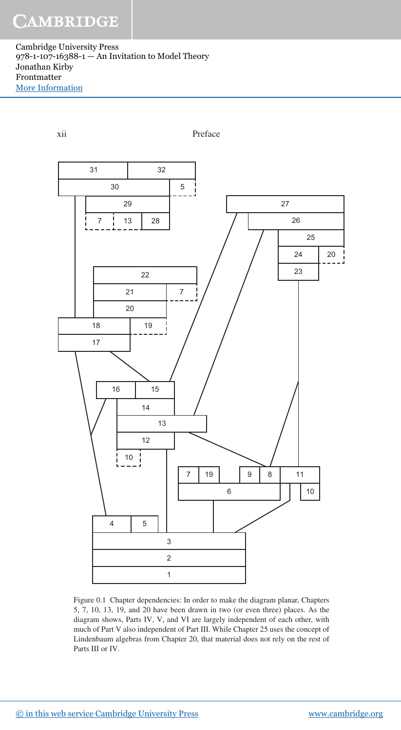Figure 0.1 Chapter dependencies: In order to make the diagram planar, Chapters 5, 7, 10, 13, 19, and 20 have been drawn in two (or even three) places. As the diagram shows, Parts IV, V, and VI are largely independent of each other, with much of Part V also independent of Part III. While Chapter 25 uses the concept of Lindenbaum algebras from Chapter 20, that material does not rely on the rest of Parts III or IV.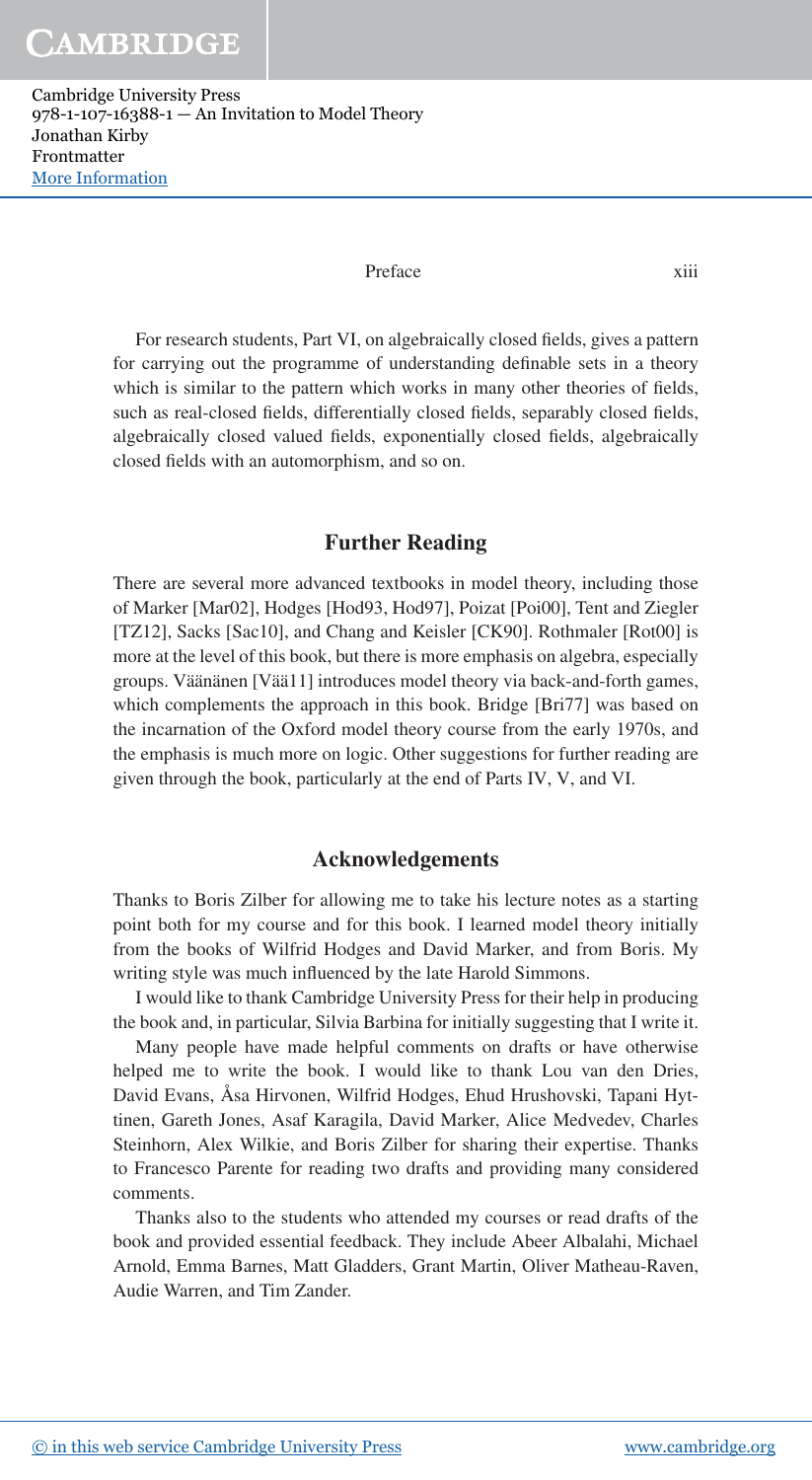For research students, Part VI, on algebraically closed fields, gives a pattern for carrying out the programme of understanding definable sets in a theory which is similar to the pattern which works in many other theories of fields, such as real-closed fields, differentially closed fields, separably closed fields, algebraically closed valued fields, exponentially closed fields, algebraically closed fields with an automorphism, and so on.

## Further Reading

There are several more advanced textbooks in model theory, including those of Marker [Mar02], Hodges [Hod93, Hod97], Poizat [Poi00], Tent and Ziegler [TZ12], Sacks [Sac10], and Chang and Keisler [CK90]. Rothmaler [Rot00] is more at the level of this book, but there is more emphasis on algebra, especially groups. Väänänen [Vää11] introduces model theory via back-and-forth games, which complements the approach in this book. Bridge [Bri77] was based on the incarnation of the Oxford model theory course from the early 1970s, and the emphasis is much more on logic. Other suggestions for further reading are given through the book, particularly at the end of Parts IV, V, and VI.

## Acknowledgements

Thanks to Boris Zilber for allowing me to take his lecture notes as a starting point both for my course and for this book. I learned model theory initially from the books of Wilfrid Hodges and David Marker, and from Boris. My writing style was much influenced by the late Harold Simmons.

I would like to thank Cambridge University Press for their help in producing the book and, in particular, Silvia Barbina for initially suggesting that I write it.

Many people have made helpful comments on drafts or have otherwise helped me to write the book. I would like to thank Lou van den Dries, David Evans, Åsa Hirvonen, Wilfrid Hodges, Ehud Hrushovski, Tapani Hyttinen, Gareth Jones, Asaf Karagila, David Marker, Alice Medvedev, Charles Steinhorn, Alex Wilkie, and Boris Zilber for sharing their expertise. Thanks to Francesco Parente for reading two drafts and providing many considered comments.

Thanks also to the students who attended my courses or read drafts of the book and provided essential feedback. They include Abeer Albalahi, Michael Arnold, Emma Barnes, Matt Gladders, Grant Martin, Oliver Matheau-Raven, Audie Warren, and Tim Zander.